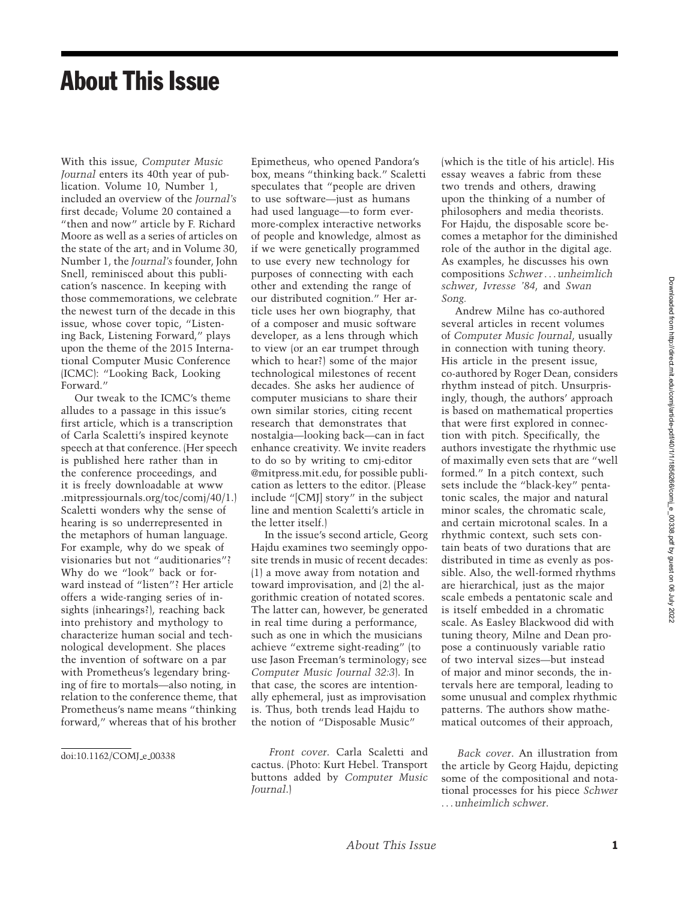# About This Issue

With this issue, *Computer Music Journal* enters its 40th year of publication. Volume 10, Number 1, included an overview of the *Journal's* first decade; Volume 20 contained a "then and now" article by F. Richard Moore as well as a series of articles on the state of the art; and in Volume 30, Number 1, the *Journal's* founder, John Snell, reminisced about this publication's nascence. In keeping with those commemorations, we celebrate the newest turn of the decade in this issue, whose cover topic, "Listening Back, Listening Forward," plays upon the theme of the 2015 International Computer Music Conference (ICMC): "Looking Back, Looking Forward."

Our tweak to the ICMC's theme alludes to a passage in this issue's first article, which is a transcription of Carla Scaletti's inspired keynote speech at that conference. (Her speech is published here rather than in the conference proceedings, and it is freely downloadable at www.mitpressjournals.org/toc/comj/40/1.) Scaletti wonders why the sense of hearing is so underrepresented in the metaphors of human language. For example, why do we speak of visionaries but not "auditionaries"? Why do we "look" back or forward instead of "listen"? Her article offers a wide-ranging series of insights (inhearings?), reaching back into prehistory and mythology to characterize human social and technological development. She places the invention of software on a par with Prometheus's legendary bringing of fire to mortals—also noting, in relation to the conference theme, that Prometheus's name means "thinking forward," whereas that of his brother Epimetheus, who opened Pandora's box, means "thinking back." Scaletti speculates that "people are driven to use software—just as humans had used language—to form ever-more-complex interactive networks of people and knowledge, almost as if we were genetically programmed to use every new technology for purposes of connecting with each other and extending the range of our distributed cognition." Her article uses her own biography, that of a composer and music software developer, as a lens through which to view (or an ear trumpet through which to hear?) some of the major technological milestones of recent decades. She asks her audience of computer musicians to share their own similar stories, citing recent research that demonstrates that nostalgia—looking back—can in fact enhance creativity. We invite readers to do so by writing to cmj-editor@mitpress.mit.edu, for possible publication as letters to the editor. (Please include "[CMJ] story" in the subject line and mention Scaletti's article in the letter itself.)

In the issue's second article, Georg Hajdu examines two seemingly opposite trends in music of recent decades: (1) a move away from notation and toward improvisation, and (2) the algorithmic creation of notated scores. The latter can, however, be generated in real time during a performance, such as one in which the musicians achieve "extreme sight-reading" (to use Jason Freeman's terminology; see *Computer Music Journal 32:3*). In that case, the scores are intentionally ephemeral, just as improvisation is. Thus, both trends lead Hajdu to the notion of "Disposable Music" (which is the title of his article). His essay weaves a fabric from these two trends and others, drawing upon the thinking of a number of philosophers and media theorists. For Hajdu, the disposable score becomes a metaphor for the diminished role of the author in the digital age. As examples, he discusses his own compositions *Schwer . . . unheimlich schwer*, *Ivresse '84*, and *Swan Song.*

Andrew Milne has co-authored several articles in recent volumes of *Computer Music Journal*, usually in connection with tuning theory. His article in the present issue, co-authored by Roger Dean, considers rhythm instead of pitch. Unsurprisingly, though, the authors' approach is based on mathematical properties that were first explored in connection with pitch. Specifically, the authors investigate the rhythmic use of maximally even sets that are "well formed." In a pitch context, such sets include the "black-key" pentatonic scales, the major and natural minor scales, the chromatic scale, and certain microtonal scales. In a rhythmic context, such sets contain beats of two durations that are distributed in time as evenly as possible. Also, the well-formed rhythms are hierarchical, just as the major scale embeds a pentatonic scale and is itself embedded in a chromatic scale. As Easley Blackwood did with tuning theory, Milne and Dean propose a continuously variable ratio of two interval sizes—but instead of major and minor seconds, the intervals here are temporal, leading to some unusual and complex rhythmic patterns. The authors show mathematical outcomes of their approach,

*Front cover*. Carla Scaletti and cactus. (Photo: Kurt Hebel. Transport buttons added by *Computer Music Journal*.)

*Back cover*. An illustration from the article by Georg Hajdu, depicting some of the compositional and notational processes for his piece *Schwer . . . unheimlich schwer*.

doi:10.1162/COMJ_e_00338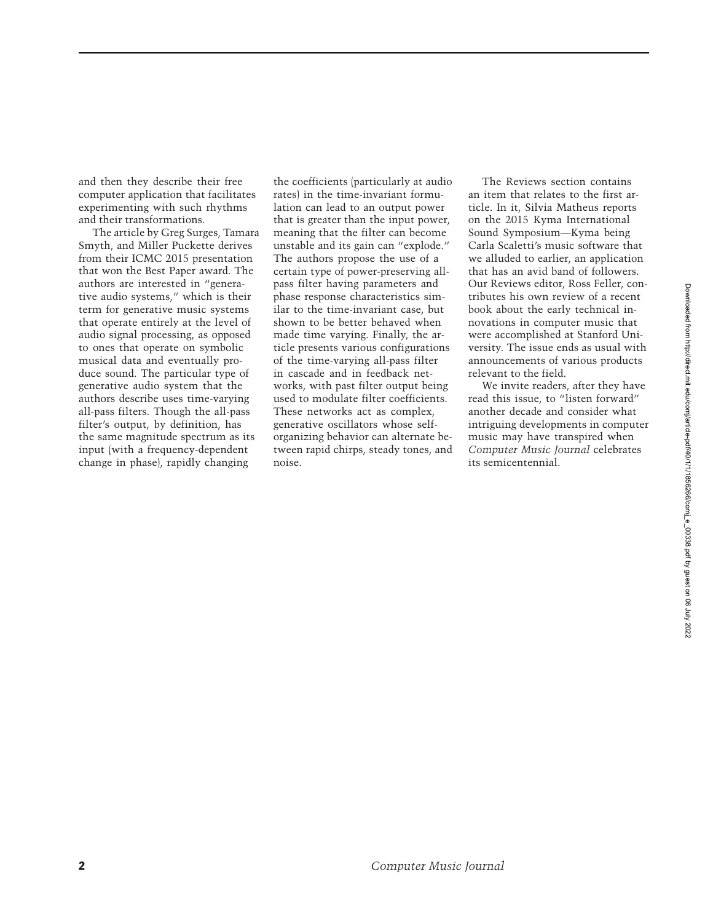and then they describe their free computer application that facilitates experimenting with such rhythms and their transformations.

The article by Greg Surges, Tamara Smyth, and Miller Puckette derives from their ICMC 2015 presentation that won the Best Paper award. The authors are interested in "generative audio systems," which is their term for generative music systems that operate entirely at the level of audio signal processing, as opposed to ones that operate on symbolic musical data and eventually produce sound. The particular type of generative audio system that the authors describe uses time-varying all-pass filters. Though the all-pass filter's output, by definition, has the same magnitude spectrum as its input (with a frequency-dependent change in phase), rapidly changing the coefficients (particularly at audio rates) in the time-invariant formulation can lead to an output power that is greater than the input power, meaning that the filter can become unstable and its gain can "explode." The authors propose the use of a certain type of power-preserving all-pass filter having parameters and phase response characteristics similar to the time-invariant case, but shown to be better behaved when made time varying. Finally, the article presents various configurations of the time-varying all-pass filter in cascade and in feedback networks, with past filter output being used to modulate filter coefficients. These networks act as complex, generative oscillators whose self-organizing behavior can alternate between rapid chirps, steady tones, and noise.

The Reviews section contains an item that relates to the first article. In it, Silvia Matheus reports on the 2015 Kyma International Sound Symposium—Kyma being Carla Scaletti's music software that we alluded to earlier, an application that has an avid band of followers. Our Reviews editor, Ross Feller, contributes his own review of a recent book about the early technical innovations in computer music that were accomplished at Stanford University. The issue ends as usual with announcements of various products relevant to the field.

We invite readers, after they have read this issue, to "listen forward" another decade and consider what intriguing developments in computer music may have transpired when *Computer Music Journal* celebrates its semicentennial.